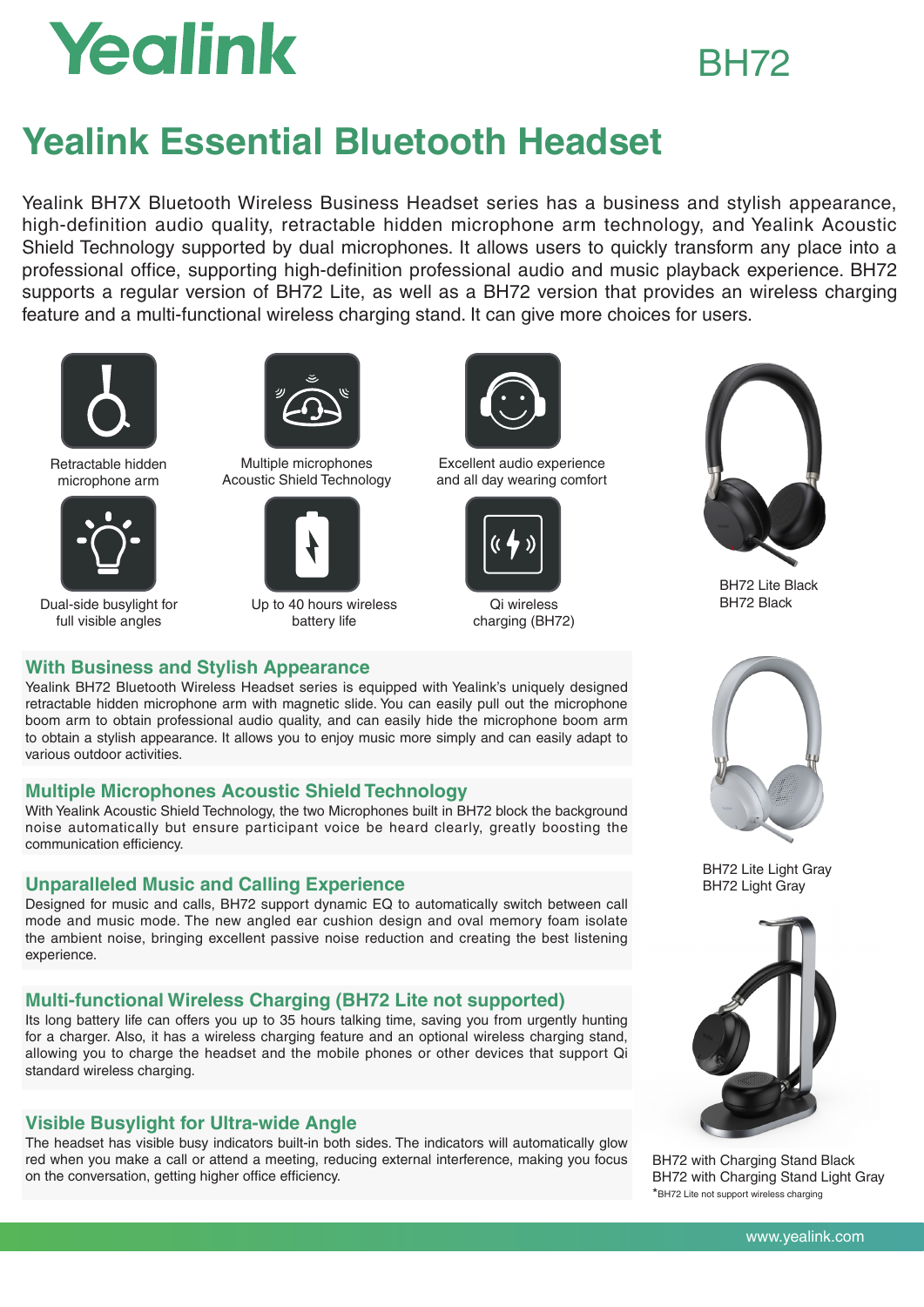# Yealink

BH72

## Yealink Essential Bluetooth Headset

Yealink BH7X Bluetooth Wireless Business Headset series has a business and stylish appearance, high-definition audio quality, retractable hidden microphone arm technology, and Yealink Acoustic Shield Technology supported by dual microphones. It allows users to quickly transform any place into a professional office, supporting high-definition professional audio and music playback experience. BH72 supports a regular version of BH72 Lite, as well as a BH72 version that provides an wireless charging feature and a multi-functional wireless charging stand. It can give more choices for users.

- Retractable hidden microphone arm
- Multiple microphones Acoustic Shield Technology
- Excellent audio experience and all day wearing comfort
- Dual-side busylight for full visible angles
- Up to 40 hours wireless battery life
- Qi wireless charging (BH72)

BH72 Lite Black
BH72 Black

BH72 Lite Light Gray
BH72 Light Gray

BH72 with Charging Stand Black
BH72 with Charging Stand Light Gray
*BH72 Lite not support wireless charging

### With Business and Stylish Appearance

Yealink BH72 Bluetooth Wireless Headset series is equipped with Yealink's uniquely designed retractable hidden microphone arm with magnetic slide. You can easily pull out the microphone boom arm to obtain professional audio quality, and can easily hide the microphone boom arm to obtain a stylish appearance. It allows you to enjoy music more simply and can easily adapt to various outdoor activities.

### Multiple Microphones Acoustic Shield Technology

With Yealink Acoustic Shield Technology, the two Microphones built in BH72 block the background noise automatically but ensure participant voice be heard clearly, greatly boosting the communication efficiency.

### Unparalleled Music and Calling Experience

Designed for music and calls, BH72 support dynamic EQ to automatically switch between call mode and music mode. The new angled ear cushion design and oval memory foam isolate the ambient noise, bringing excellent passive noise reduction and creating the best listening experience.

### Multi-functional Wireless Charging (BH72 Lite not supported)

Its long battery life can offers you up to 35 hours talking time, saving you from urgently hunting for a charger. Also, it has a wireless charging feature and an optional wireless charging stand, allowing you to charge the headset and the mobile phones or other devices that support Qi standard wireless charging.

### Visible Busylight for Ultra-wide Angle

The headset has visible busy indicators built-in both sides. The indicators will automatically glow red when you make a call or attend a meeting, reducing external interference, making you focus on the conversation, getting higher office efficiency.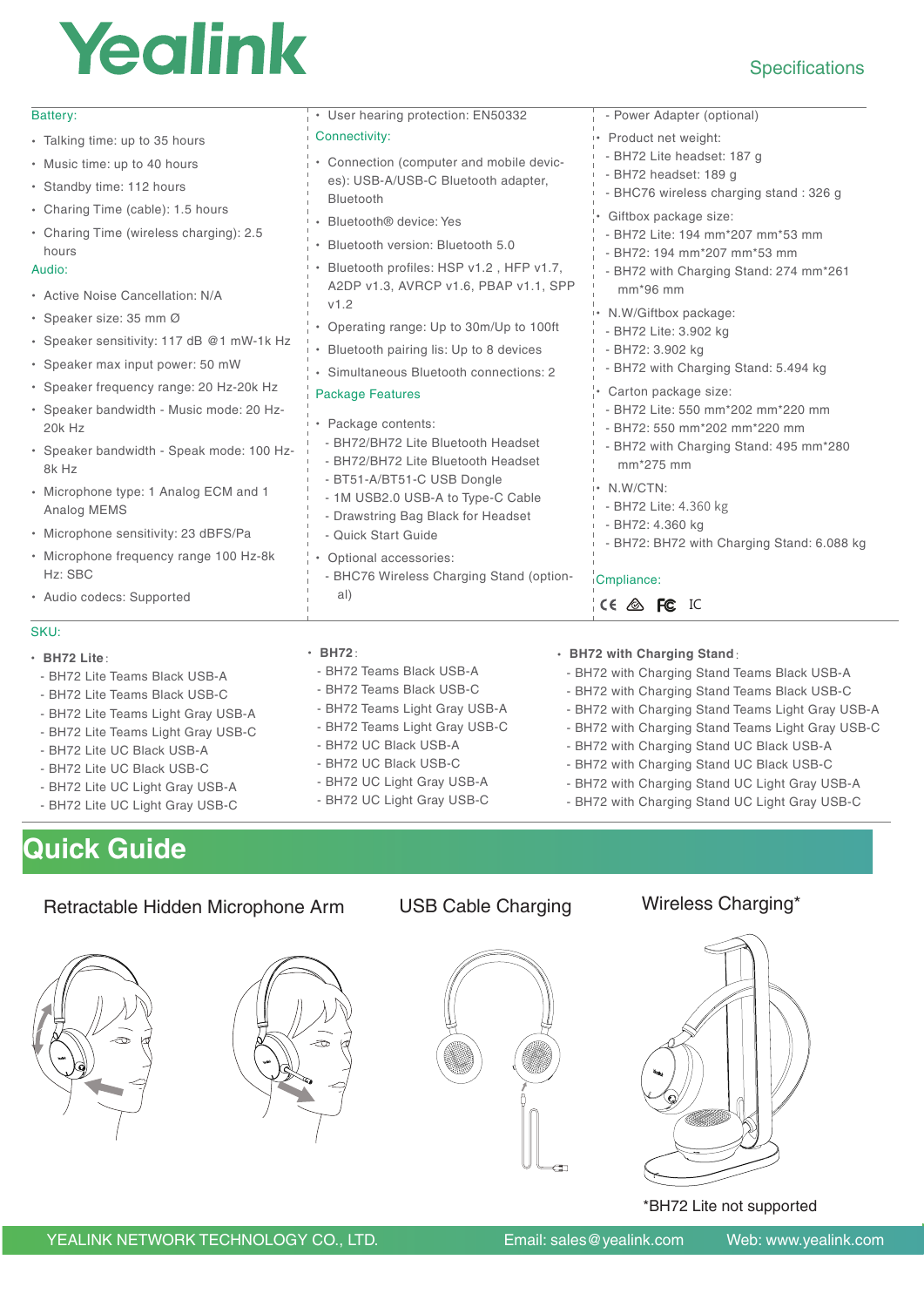# Yealink

## Specifications

Battery:

- Talking time: up to 35 hours
- Music time: up to 40 hours
- Standby time: 112 hours
- Charing Time (cable): 1.5 hours
- Charing Time (wireless charging): 2.5 hours

Audio:

- Active Noise Cancellation: N/A
- Speaker size: 35 mm Ø
- Speaker sensitivity: 117 dB @1 mW-1k Hz
- Speaker max input power: 50 mW
- Speaker frequency range: 20 Hz-20k Hz
- Speaker bandwidth - Music mode: 20 Hz-20k Hz
- Speaker bandwidth - Speak mode: 100 Hz-8k Hz
- Microphone type: 1 Analog ECM and 1 Analog MEMS
- Microphone sensitivity: 23 dBFS/Pa
- Microphone frequency range 100 Hz-8k Hz: SBC
- Audio codecs: Supported
- User hearing protection: EN50332

Connectivity:

- Connection (computer and mobile devices): USB-A/USB-C Bluetooth adapter, Bluetooth
- Bluetooth® device: Yes
- Bluetooth version: Bluetooth 5.0
- Bluetooth profiles: HSP v1.2 , HFP v1.7, A2DP v1.3, AVRCP v1.6, PBAP v1.1, SPP v1.2
- Operating range: Up to 30m/Up to 100ft
- Bluetooth pairing lis: Up to 8 devices
- Simultaneous Bluetooth connections: 2

Package Features

- Package contents:
  - BH72/BH72 Lite Bluetooth Headset
  - BH72/BH72 Lite Bluetooth Headset
  - BT51-A/BT51-C USB Dongle
  - 1M USB2.0 USB-A to Type-C Cable
  - Drawstring Bag Black for Headset
  - Quick Start Guide
- Optional accessories:
  - BHC76 Wireless Charging Stand (optional)
  - Power Adapter (optional)
- Product net weight:
  - BH72 Lite headset: 187 g
  - BH72 headset: 189 g
  - BHC76 wireless charging stand : 326 g
- Giftbox package size:
  - BH72 Lite: 194 mm*207 mm*53 mm
  - BH72: 194 mm*207 mm*53 mm
  - BH72 with Charging Stand: 274 mm*261 mm*96 mm
- N.W/Giftbox package:
  - BH72 Lite: 3.902 kg
  - BH72: 3.902 kg
  - BH72 with Charging Stand: 5.494 kg
- Carton package size:
  - BH72 Lite: 550 mm*202 mm*220 mm
  - BH72: 550 mm*202 mm*220 mm
  - BH72 with Charging Stand: 495 mm*280 mm*275 mm
- N.W/CTN:
  - BH72 Lite: 4.360 kg
  - BH72: 4.360 kg
  - BH72: BH72 with Charging Stand: 6.088 kg

Cmpliance:

CE FC IC

SKU:

- **BH72 Lite**:
  - BH72 Lite Teams Black USB-A
  - BH72 Lite Teams Black USB-C
  - BH72 Lite Teams Light Gray USB-A
  - BH72 Lite Teams Light Gray USB-C
  - BH72 Lite UC Black USB-A
  - BH72 Lite UC Black USB-C
  - BH72 Lite UC Light Gray USB-A
  - BH72 Lite UC Light Gray USB-C
- **BH72**:
  - BH72 Teams Black USB-A
  - BH72 Teams Black USB-C
  - BH72 Teams Light Gray USB-A
  - BH72 Teams Light Gray USB-C
  - BH72 UC Black USB-A
  - BH72 UC Black USB-C
  - BH72 UC Light Gray USB-A
  - BH72 UC Light Gray USB-C
- **BH72 with Charging Stand**:
  - BH72 with Charging Stand Teams Black USB-A
  - BH72 with Charging Stand Teams Black USB-C
  - BH72 with Charging Stand Teams Light Gray USB-A
  - BH72 with Charging Stand Teams Light Gray USB-C
  - BH72 with Charging Stand UC Black USB-A
  - BH72 with Charging Stand UC Black USB-C
  - BH72 with Charging Stand UC Light Gray USB-A
  - BH72 with Charging Stand UC Light Gray USB-C

# Quick Guide

Retractable Hidden Microphone Arm

USB Cable Charging

Wireless Charging*

*BH72 Lite not supported

YEALINK NETWORK TECHNOLOGY CO., LTD. Email: sales@yealink.com Web: www.yealink.com